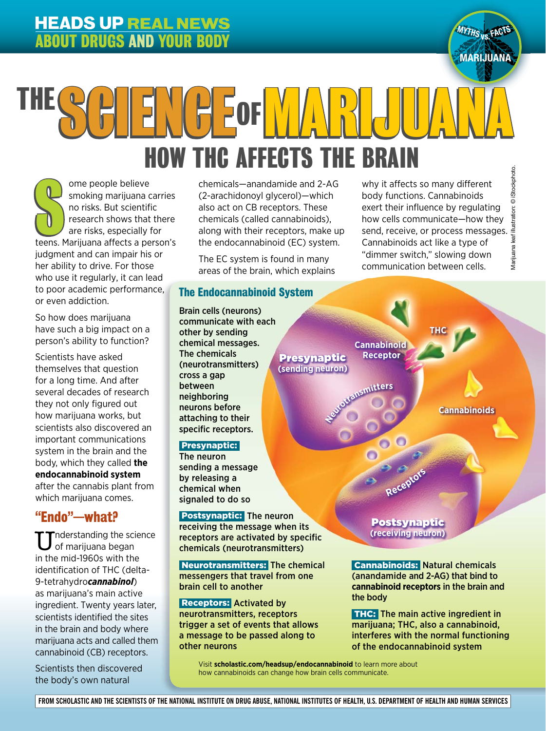HEADS UP REAL NEWS ABOUT DRUGS AND YOUR BODY

MYTHS vs. FACTS — MARIJUANA

# THE SCIENCE OF MARIJUANA

## HOW THC AFFECTS THE BRAIN

Some people believe smoking marijuana carries no risks. But scientific research shows that there are risks, especially for teens. Marijuana affects a person's judgment and can impair his or her ability to drive. For those who use it regularly, it can lead to poor academic performance, or even addiction.

So how does marijuana have such a big impact on a person's ability to function?

Scientists have asked themselves that question for a long time. And after several decades of research they not only figured out how marijuana works, but scientists also discovered an important communications system in the brain and the body, which they called **the endocannabinoid system** after the cannabis plant from which marijuana comes.

### "Endo"—what?

Understanding the science of marijuana began in the mid-1960s with the identification of THC (delta-9-tetrahydro***cannabinol***) as marijuana's main active ingredient. Twenty years later, scientists identified the sites in the brain and body where marijuana acts and called them cannabinoid (CB) receptors.

Scientists then discovered the body's own natural chemicals—anandamide and 2-AG (2-arachidonoyl glycerol)—which also act on CB receptors. These chemicals (called cannabinoids), along with their receptors, make up the endocannabinoid (EC) system.

The EC system is found in many areas of the brain, which explains why it affects so many different body functions. Cannabinoids exert their influence by regulating how cells communicate—how they send, receive, or process messages. Cannabinoids act like a type of "dimmer switch," slowing down communication between cells.

### The Endocannabinoid System

Brain cells (neurons) communicate with each other by sending chemical messages. The chemicals (neurotransmitters) cross a gap between neighboring neurons before attaching to their specific receptors.

**Presynaptic:** The neuron sending a message by releasing a chemical when signaled to do so

**Postsynaptic:** The neuron receiving the message when its receptors are activated by specific chemicals (neurotransmitters)

**Neurotransmitters:** The chemical messengers that travel from one brain cell to another

**Receptors:** Activated by neurotransmitters, receptors trigger a set of events that allows a message to be passed along to other neurons

**Cannabinoids:** Natural chemicals (anandamide and 2-AG) that bind to **cannabinoid receptors** in the brain and the body

**THC:** The main active ingredient in marijuana; THC, also a cannabinoid, interferes with the normal functioning of the endocannabinoid system

Visit **scholastic.com/headsup/endocannabinoid** to learn more about how cannabinoids can change how brain cells communicate.

Marijuana leaf illustration: © iStockphoto.

FROM SCHOLASTIC AND THE SCIENTISTS OF THE NATIONAL INSTITUTE ON DRUG ABUSE, NATIONAL INSTITUTES OF HEALTH, U.S. DEPARTMENT OF HEALTH AND HUMAN SERVICES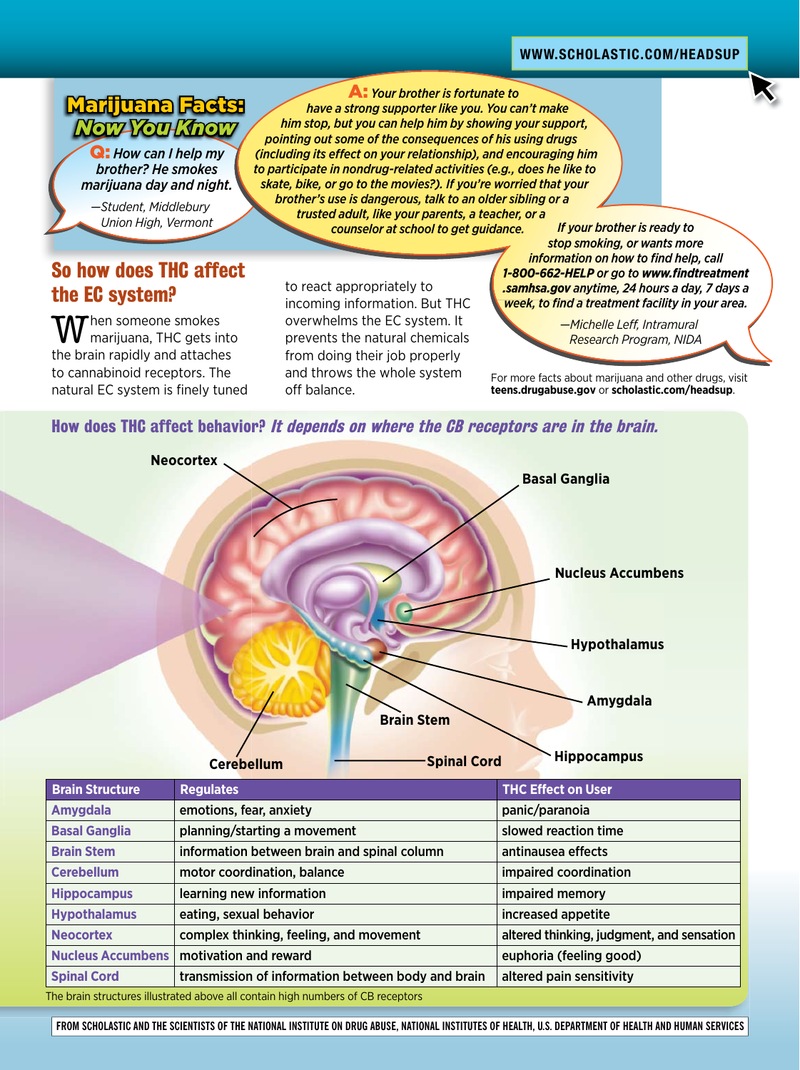## Marijuana Facts: Now You Know

**Q:** *How can I help my brother? He smokes marijuana day and night.*

*—Student, Middlebury Union High, Vermont*

**A:** *Your brother is fortunate to have a strong supporter like you. You can't make him stop, but you can help him by showing your support, pointing out some of the consequences of his using drugs (including its effect on your relationship), and encouraging him to participate in nondrug-related activities (e.g., does he like to skate, bike, or go to the movies?). If you're worried that your brother's use is dangerous, talk to an older sibling or a trusted adult, like your parents, a teacher, or a counselor at school to get guidance. If your brother is ready to stop smoking, or wants more information on how to find help, call **1-800-662-HELP** or go to **www.findtreatment.samhsa.gov** anytime, 24 hours a day, 7 days a week, to find a treatment facility in your area.*

*—Michelle Leff, Intramural Research Program, NIDA*

## So how does THC affect the EC system?

When someone smokes marijuana, THC gets into the brain rapidly and attaches to cannabinoid receptors. The natural EC system is finely tuned to react appropriately to incoming information. But THC overwhelms the EC system. It prevents the natural chemicals from doing their job properly and throws the whole system off balance.

For more facts about marijuana and other drugs, visit **teens.drugabuse.gov** or **scholastic.com/headsup**.

## How does THC affect behavior? *It depends on where the CB receptors are in the brain.*

Neocortex
Basal Ganglia
Nucleus Accumbens
Hypothalamus
Amygdala
Brain Stem
Hippocampus
Cerebellum
Spinal Cord

| Brain Structure | Regulates | THC Effect on User |
|---|---|---|
| Amygdala | emotions, fear, anxiety | panic/paranoia |
| Basal Ganglia | planning/starting a movement | slowed reaction time |
| Brain Stem | information between brain and spinal column | antinausea effects |
| Cerebellum | motor coordination, balance | impaired coordination |
| Hippocampus | learning new information | impaired memory |
| Hypothalamus | eating, sexual behavior | increased appetite |
| Neocortex | complex thinking, feeling, and movement | altered thinking, judgment, and sensation |
| Nucleus Accumbens | motivation and reward | euphoria (feeling good) |
| Spinal Cord | transmission of information between body and brain | altered pain sensitivity |

The brain structures illustrated above all contain high numbers of CB receptors

FROM SCHOLASTIC AND THE SCIENTISTS OF THE NATIONAL INSTITUTE ON DRUG ABUSE, NATIONAL INSTITUTES OF HEALTH, U.S. DEPARTMENT OF HEALTH AND HUMAN SERVICES